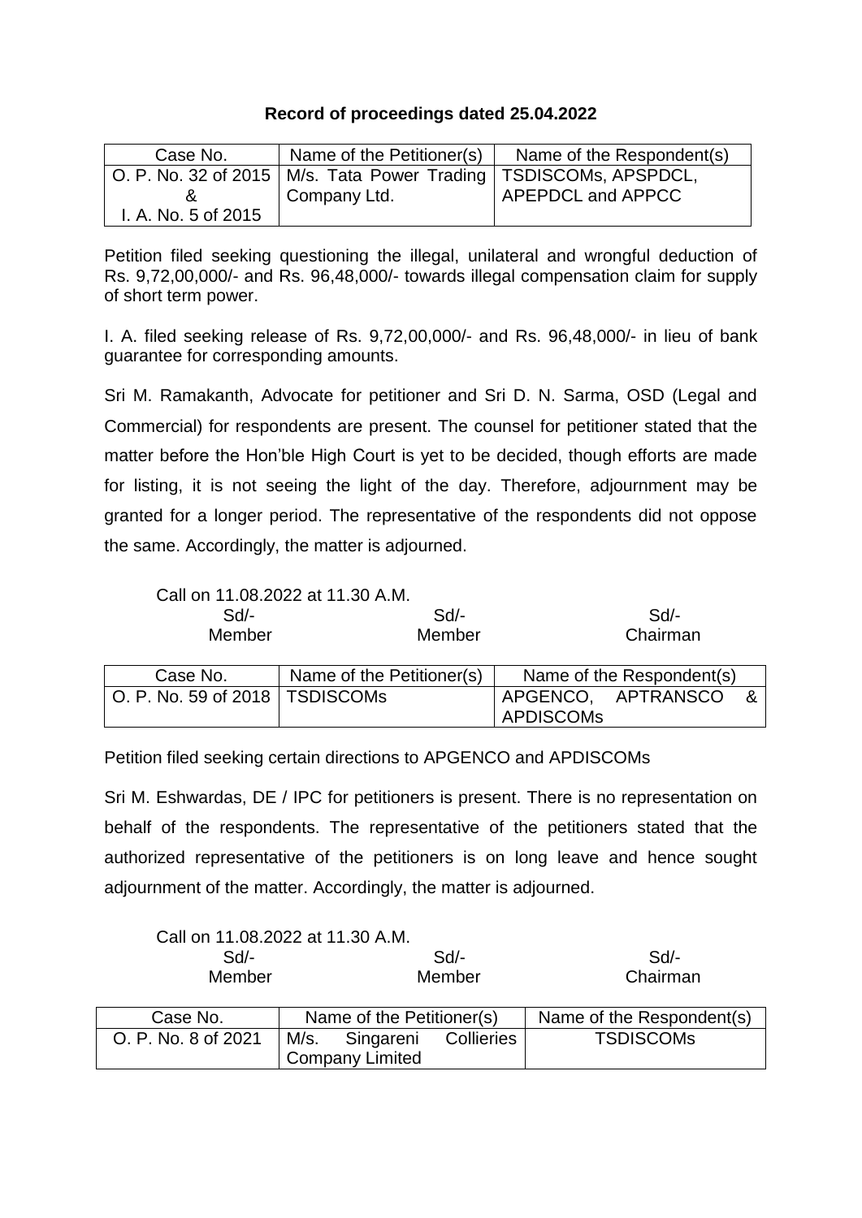**Record of proceedings dated 25.04.2022**

| Case No. | Name of the Petitioner(s) | Name of the Respondent(s) |
|---|---|---|
| O. P. No. 32 of 2015 & I. A. No. 5 of 2015 | M/s. Tata Power Trading Company Ltd. | TSDISCOMs, APSPDCL, APEPDCL and APPCC |

Petition filed seeking questioning the illegal, unilateral and wrongful deduction of Rs. 9,72,00,000/- and Rs. 96,48,000/- towards illegal compensation claim for supply of short term power.

I. A. filed seeking release of Rs. 9,72,00,000/- and Rs. 96,48,000/- in lieu of bank guarantee for corresponding amounts.

Sri M. Ramakanth, Advocate for petitioner and Sri D. N. Sarma, OSD (Legal and Commercial) for respondents are present. The counsel for petitioner stated that the matter before the Hon'ble High Court is yet to be decided, though efforts are made for listing, it is not seeing the light of the day. Therefore, adjournment may be granted for a longer period. The representative of the respondents did not oppose the same. Accordingly, the matter is adjourned.

Call on 11.08.2022 at 11.30 A.M.

| Sd/- | Sd/- | Sd/- |
|---|---|---|
| Member | Member | Chairman |

| Case No. | Name of the Petitioner(s) | Name of the Respondent(s) |
|---|---|---|
| O. P. No. 59 of 2018 | TSDISCOMs | APGENCO, APTRANSCO & APDISCOMs |

Petition filed seeking certain directions to APGENCO and APDISCOMs

Sri M. Eshwardas, DE / IPC for petitioners is present. There is no representation on behalf of the respondents. The representative of the petitioners stated that the authorized representative of the petitioners is on long leave and hence sought adjournment of the matter. Accordingly, the matter is adjourned.

Call on 11.08.2022 at 11.30 A.M.

| Sd/- | Sd/- | Sd/- |
|---|---|---|
| Member | Member | Chairman |

| Case No. | Name of the Petitioner(s) | Name of the Respondent(s) |
|---|---|---|
| O. P. No. 8 of 2021 | M/s. Singareni Collieries Company Limited | TSDISCOMs |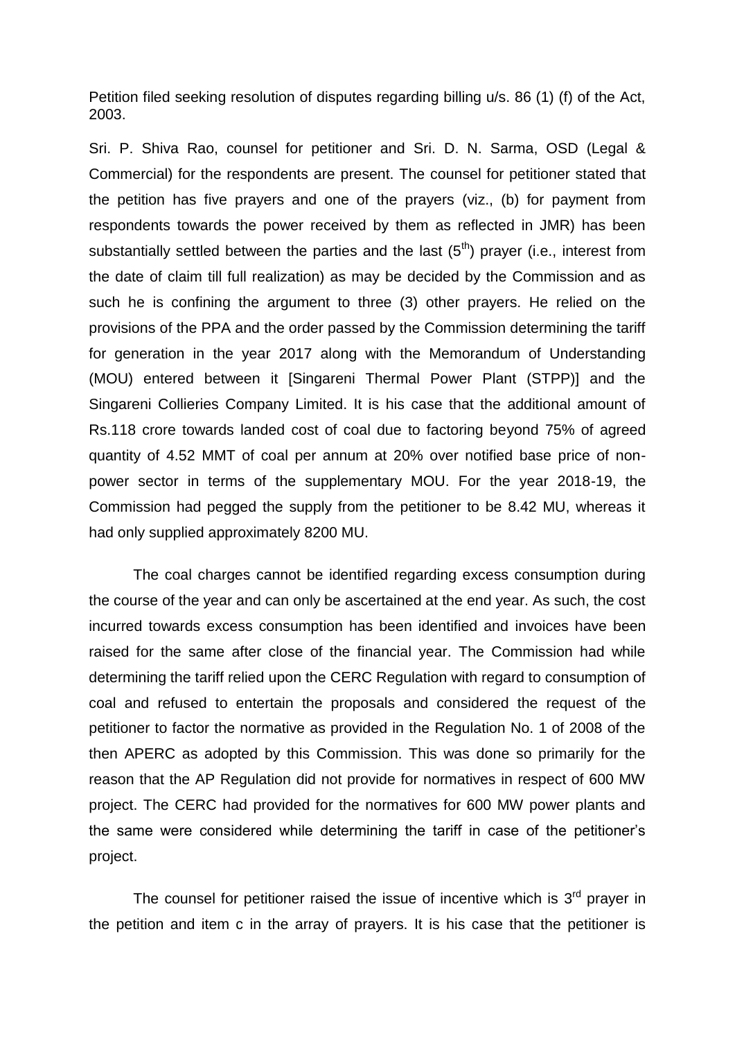Petition filed seeking resolution of disputes regarding billing u/s. 86 (1) (f) of the Act, 2003.

Sri. P. Shiva Rao, counsel for petitioner and Sri. D. N. Sarma, OSD (Legal & Commercial) for the respondents are present. The counsel for petitioner stated that the petition has five prayers and one of the prayers (viz., (b) for payment from respondents towards the power received by them as reflected in JMR) has been substantially settled between the parties and the last (5th) prayer (i.e., interest from the date of claim till full realization) as may be decided by the Commission and as such he is confining the argument to three (3) other prayers. He relied on the provisions of the PPA and the order passed by the Commission determining the tariff for generation in the year 2017 along with the Memorandum of Understanding (MOU) entered between it [Singareni Thermal Power Plant (STPP)] and the Singareni Collieries Company Limited. It is his case that the additional amount of Rs.118 crore towards landed cost of coal due to factoring beyond 75% of agreed quantity of 4.52 MMT of coal per annum at 20% over notified base price of non-power sector in terms of the supplementary MOU. For the year 2018-19, the Commission had pegged the supply from the petitioner to be 8.42 MU, whereas it had only supplied approximately 8200 MU.

The coal charges cannot be identified regarding excess consumption during the course of the year and can only be ascertained at the end year. As such, the cost incurred towards excess consumption has been identified and invoices have been raised for the same after close of the financial year. The Commission had while determining the tariff relied upon the CERC Regulation with regard to consumption of coal and refused to entertain the proposals and considered the request of the petitioner to factor the normative as provided in the Regulation No. 1 of 2008 of the then APERC as adopted by this Commission. This was done so primarily for the reason that the AP Regulation did not provide for normatives in respect of 600 MW project. The CERC had provided for the normatives for 600 MW power plants and the same were considered while determining the tariff in case of the petitioner's project.

The counsel for petitioner raised the issue of incentive which is 3rd prayer in the petition and item c in the array of prayers. It is his case that the petitioner is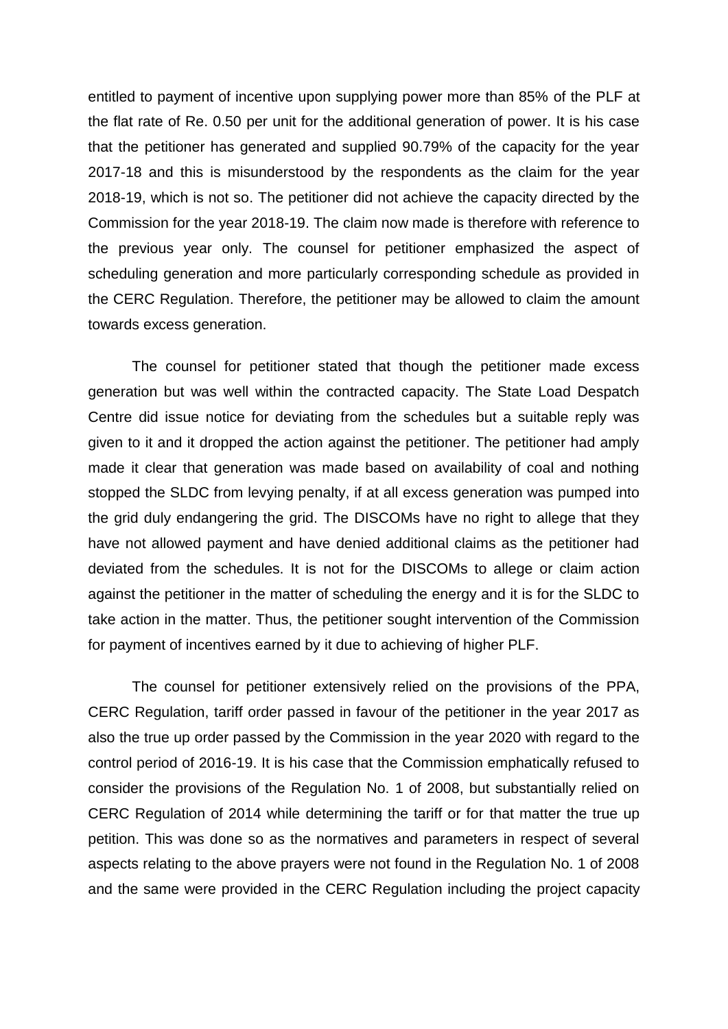entitled to payment of incentive upon supplying power more than 85% of the PLF at the flat rate of Re. 0.50 per unit for the additional generation of power. It is his case that the petitioner has generated and supplied 90.79% of the capacity for the year 2017-18 and this is misunderstood by the respondents as the claim for the year 2018-19, which is not so. The petitioner did not achieve the capacity directed by the Commission for the year 2018-19. The claim now made is therefore with reference to the previous year only. The counsel for petitioner emphasized the aspect of scheduling generation and more particularly corresponding schedule as provided in the CERC Regulation. Therefore, the petitioner may be allowed to claim the amount towards excess generation.

The counsel for petitioner stated that though the petitioner made excess generation but was well within the contracted capacity. The State Load Despatch Centre did issue notice for deviating from the schedules but a suitable reply was given to it and it dropped the action against the petitioner. The petitioner had amply made it clear that generation was made based on availability of coal and nothing stopped the SLDC from levying penalty, if at all excess generation was pumped into the grid duly endangering the grid. The DISCOMs have no right to allege that they have not allowed payment and have denied additional claims as the petitioner had deviated from the schedules. It is not for the DISCOMs to allege or claim action against the petitioner in the matter of scheduling the energy and it is for the SLDC to take action in the matter. Thus, the petitioner sought intervention of the Commission for payment of incentives earned by it due to achieving of higher PLF.

The counsel for petitioner extensively relied on the provisions of the PPA, CERC Regulation, tariff order passed in favour of the petitioner in the year 2017 as also the true up order passed by the Commission in the year 2020 with regard to the control period of 2016-19. It is his case that the Commission emphatically refused to consider the provisions of the Regulation No. 1 of 2008, but substantially relied on CERC Regulation of 2014 while determining the tariff or for that matter the true up petition. This was done so as the normatives and parameters in respect of several aspects relating to the above prayers were not found in the Regulation No. 1 of 2008 and the same were provided in the CERC Regulation including the project capacity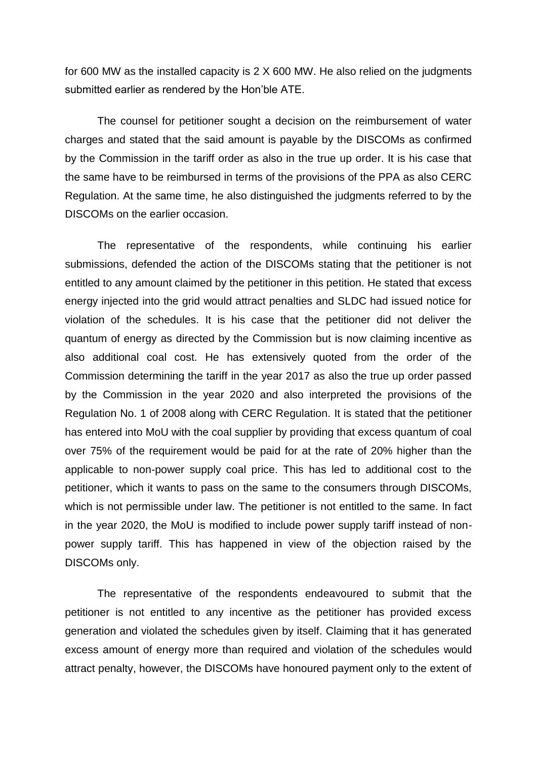for 600 MW as the installed capacity is 2 X 600 MW. He also relied on the judgments submitted earlier as rendered by the Hon'ble ATE.

The counsel for petitioner sought a decision on the reimbursement of water charges and stated that the said amount is payable by the DISCOMs as confirmed by the Commission in the tariff order as also in the true up order. It is his case that the same have to be reimbursed in terms of the provisions of the PPA as also CERC Regulation. At the same time, he also distinguished the judgments referred to by the DISCOMs on the earlier occasion.

The representative of the respondents, while continuing his earlier submissions, defended the action of the DISCOMs stating that the petitioner is not entitled to any amount claimed by the petitioner in this petition. He stated that excess energy injected into the grid would attract penalties and SLDC had issued notice for violation of the schedules. It is his case that the petitioner did not deliver the quantum of energy as directed by the Commission but is now claiming incentive as also additional coal cost. He has extensively quoted from the order of the Commission determining the tariff in the year 2017 as also the true up order passed by the Commission in the year 2020 and also interpreted the provisions of the Regulation No. 1 of 2008 along with CERC Regulation. It is stated that the petitioner has entered into MoU with the coal supplier by providing that excess quantum of coal over 75% of the requirement would be paid for at the rate of 20% higher than the applicable to non-power supply coal price. This has led to additional cost to the petitioner, which it wants to pass on the same to the consumers through DISCOMs, which is not permissible under law. The petitioner is not entitled to the same. In fact in the year 2020, the MoU is modified to include power supply tariff instead of non-power supply tariff. This has happened in view of the objection raised by the DISCOMs only.

The representative of the respondents endeavoured to submit that the petitioner is not entitled to any incentive as the petitioner has provided excess generation and violated the schedules given by itself. Claiming that it has generated excess amount of energy more than required and violation of the schedules would attract penalty, however, the DISCOMs have honoured payment only to the extent of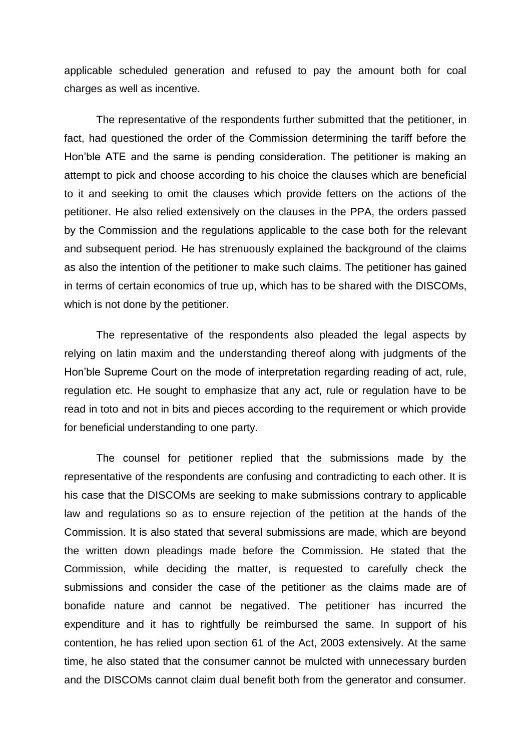applicable scheduled generation and refused to pay the amount both for coal charges as well as incentive.

The representative of the respondents further submitted that the petitioner, in fact, had questioned the order of the Commission determining the tariff before the Hon'ble ATE and the same is pending consideration. The petitioner is making an attempt to pick and choose according to his choice the clauses which are beneficial to it and seeking to omit the clauses which provide fetters on the actions of the petitioner. He also relied extensively on the clauses in the PPA, the orders passed by the Commission and the regulations applicable to the case both for the relevant and subsequent period. He has strenuously explained the background of the claims as also the intention of the petitioner to make such claims. The petitioner has gained in terms of certain economics of true up, which has to be shared with the DISCOMs, which is not done by the petitioner.

The representative of the respondents also pleaded the legal aspects by relying on latin maxim and the understanding thereof along with judgments of the Hon'ble Supreme Court on the mode of interpretation regarding reading of act, rule, regulation etc. He sought to emphasize that any act, rule or regulation have to be read in toto and not in bits and pieces according to the requirement or which provide for beneficial understanding to one party.

The counsel for petitioner replied that the submissions made by the representative of the respondents are confusing and contradicting to each other. It is his case that the DISCOMs are seeking to make submissions contrary to applicable law and regulations so as to ensure rejection of the petition at the hands of the Commission. It is also stated that several submissions are made, which are beyond the written down pleadings made before the Commission. He stated that the Commission, while deciding the matter, is requested to carefully check the submissions and consider the case of the petitioner as the claims made are of bonafide nature and cannot be negatived. The petitioner has incurred the expenditure and it has to rightfully be reimbursed the same. In support of his contention, he has relied upon section 61 of the Act, 2003 extensively. At the same time, he also stated that the consumer cannot be mulcted with unnecessary burden and the DISCOMs cannot claim dual benefit both from the generator and consumer.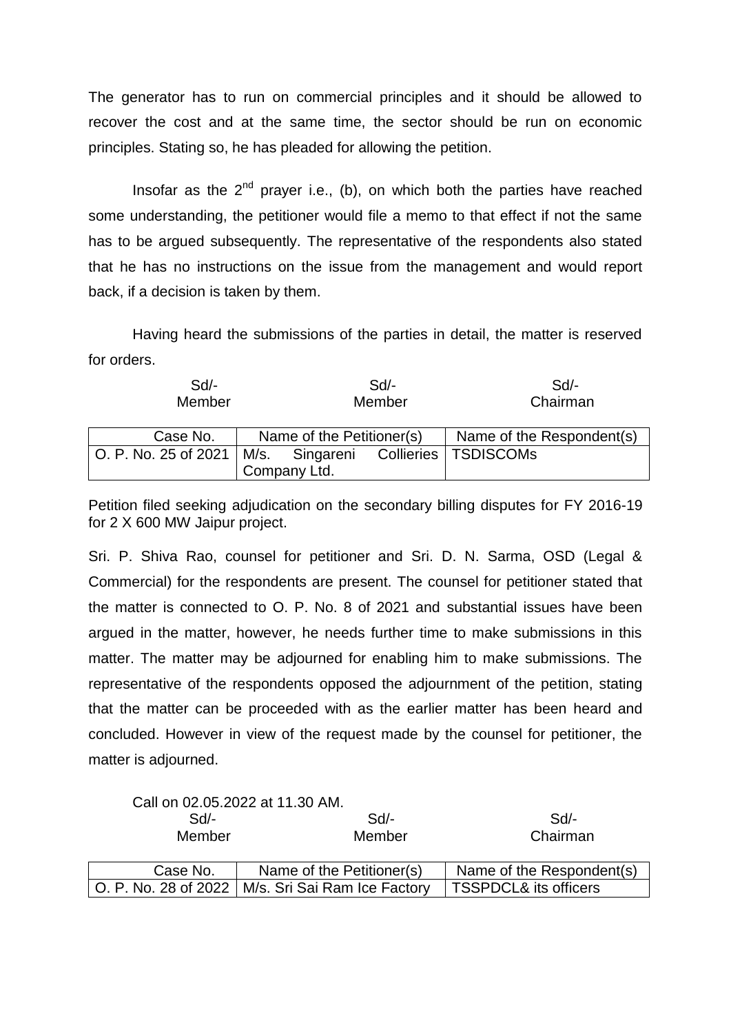The generator has to run on commercial principles and it should be allowed to recover the cost and at the same time, the sector should be run on economic principles. Stating so, he has pleaded for allowing the petition.

Insofar as the 2nd prayer i.e., (b), on which both the parties have reached some understanding, the petitioner would file a memo to that effect if not the same has to be argued subsequently. The representative of the respondents also stated that he has no instructions on the issue from the management and would report back, if a decision is taken by them.

Having heard the submissions of the parties in detail, the matter is reserved for orders.

| Sd/- | Sd/- | Sd/- |
|---|---|---|
| Member | Member | Chairman |

| Case No. | Name of the Petitioner(s) | Name of the Respondent(s) |
|---|---|---|
| O. P. No. 25 of 2021 | M/s. Singareni Collieries Company Ltd. | TSDISCOMs |

Petition filed seeking adjudication on the secondary billing disputes for FY 2016-19 for 2 X 600 MW Jaipur project.

Sri. P. Shiva Rao, counsel for petitioner and Sri. D. N. Sarma, OSD (Legal & Commercial) for the respondents are present. The counsel for petitioner stated that the matter is connected to O. P. No. 8 of 2021 and substantial issues have been argued in the matter, however, he needs further time to make submissions in this matter. The matter may be adjourned for enabling him to make submissions. The representative of the respondents opposed the adjournment of the petition, stating that the matter can be proceeded with as the earlier matter has been heard and concluded. However in view of the request made by the counsel for petitioner, the matter is adjourned.

Call on 02.05.2022 at 11.30 AM.

| Sd/- | Sd/- | Sd/- |
|---|---|---|
| Member | Member | Chairman |

| Case No. | Name of the Petitioner(s) | Name of the Respondent(s) |
|---|---|---|
| O. P. No. 28 of 2022 | M/s. Sri Sai Ram Ice Factory | TSSPDCL& its officers |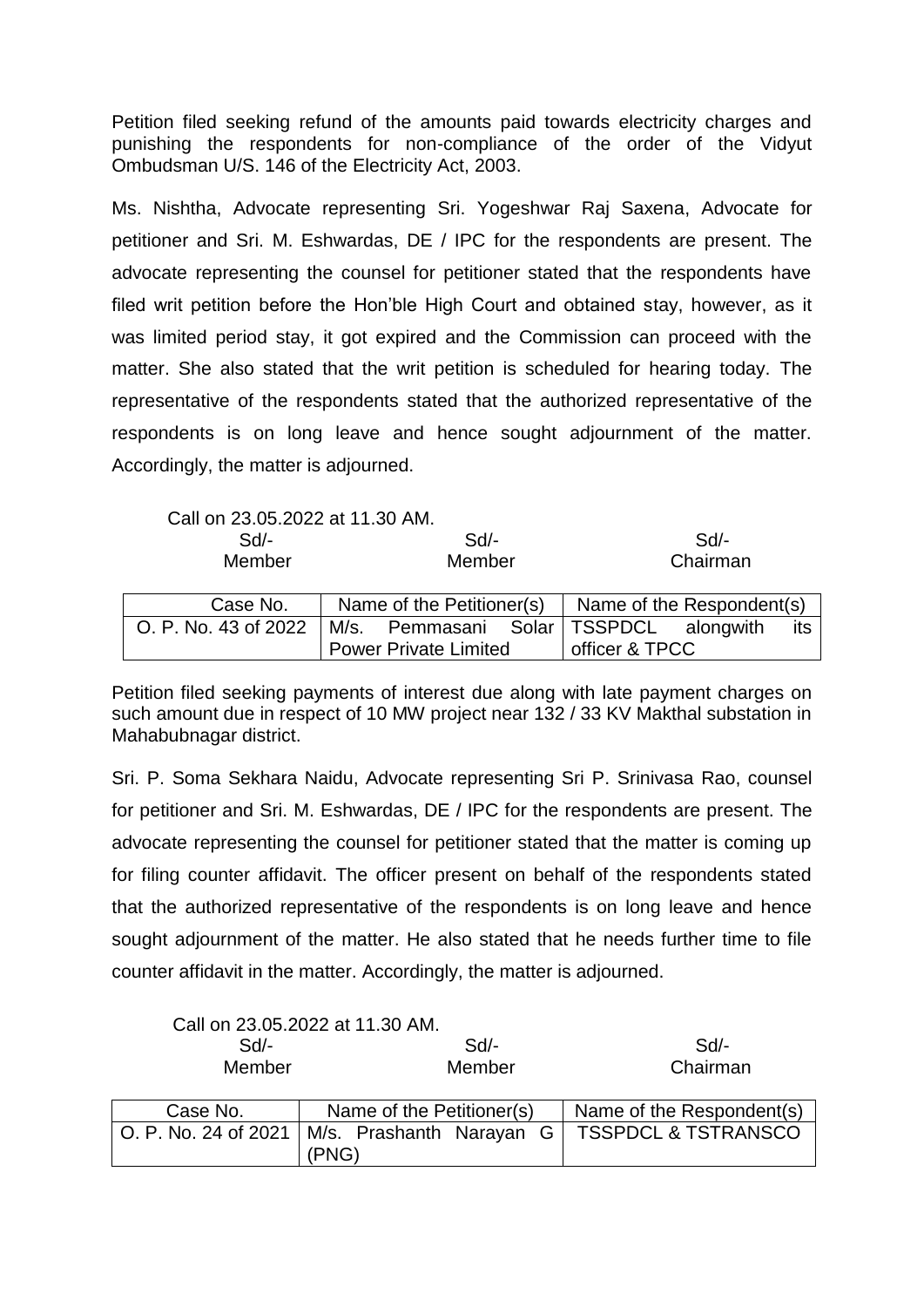Petition filed seeking refund of the amounts paid towards electricity charges and punishing the respondents for non-compliance of the order of the Vidyut Ombudsman U/S. 146 of the Electricity Act, 2003.

Ms. Nishtha, Advocate representing Sri. Yogeshwar Raj Saxena, Advocate for petitioner and Sri. M. Eshwardas, DE / IPC for the respondents are present. The advocate representing the counsel for petitioner stated that the respondents have filed writ petition before the Hon'ble High Court and obtained stay, however, as it was limited period stay, it got expired and the Commission can proceed with the matter. She also stated that the writ petition is scheduled for hearing today. The representative of the respondents stated that the authorized representative of the respondents is on long leave and hence sought adjournment of the matter. Accordingly, the matter is adjourned.

Call on 23.05.2022 at 11.30 AM.

| Sd/- | Sd/- | Sd/- |
|---|---|---|
| Member | Member | Chairman |

| Case No. | Name of the Petitioner(s) | Name of the Respondent(s) |
|---|---|---|
| O. P. No. 43 of 2022 | M/s. Pemmasani Solar Power Private Limited | TSSPDCL alongwith its officer & TPCC |

Petition filed seeking payments of interest due along with late payment charges on such amount due in respect of 10 MW project near 132 / 33 KV Makthal substation in Mahabubnagar district.

Sri. P. Soma Sekhara Naidu, Advocate representing Sri P. Srinivasa Rao, counsel for petitioner and Sri. M. Eshwardas, DE / IPC for the respondents are present. The advocate representing the counsel for petitioner stated that the matter is coming up for filing counter affidavit. The officer present on behalf of the respondents stated that the authorized representative of the respondents is on long leave and hence sought adjournment of the matter. He also stated that he needs further time to file counter affidavit in the matter. Accordingly, the matter is adjourned.

Call on 23.05.2022 at 11.30 AM.

| Sd/- | Sd/- | Sd/- |
|---|---|---|
| Member | Member | Chairman |

| Case No. | Name of the Petitioner(s) | Name of the Respondent(s) |
|---|---|---|
| O. P. No. 24 of 2021 | M/s. Prashanth Narayan G (PNG) | TSSPDCL & TSTRANSCO |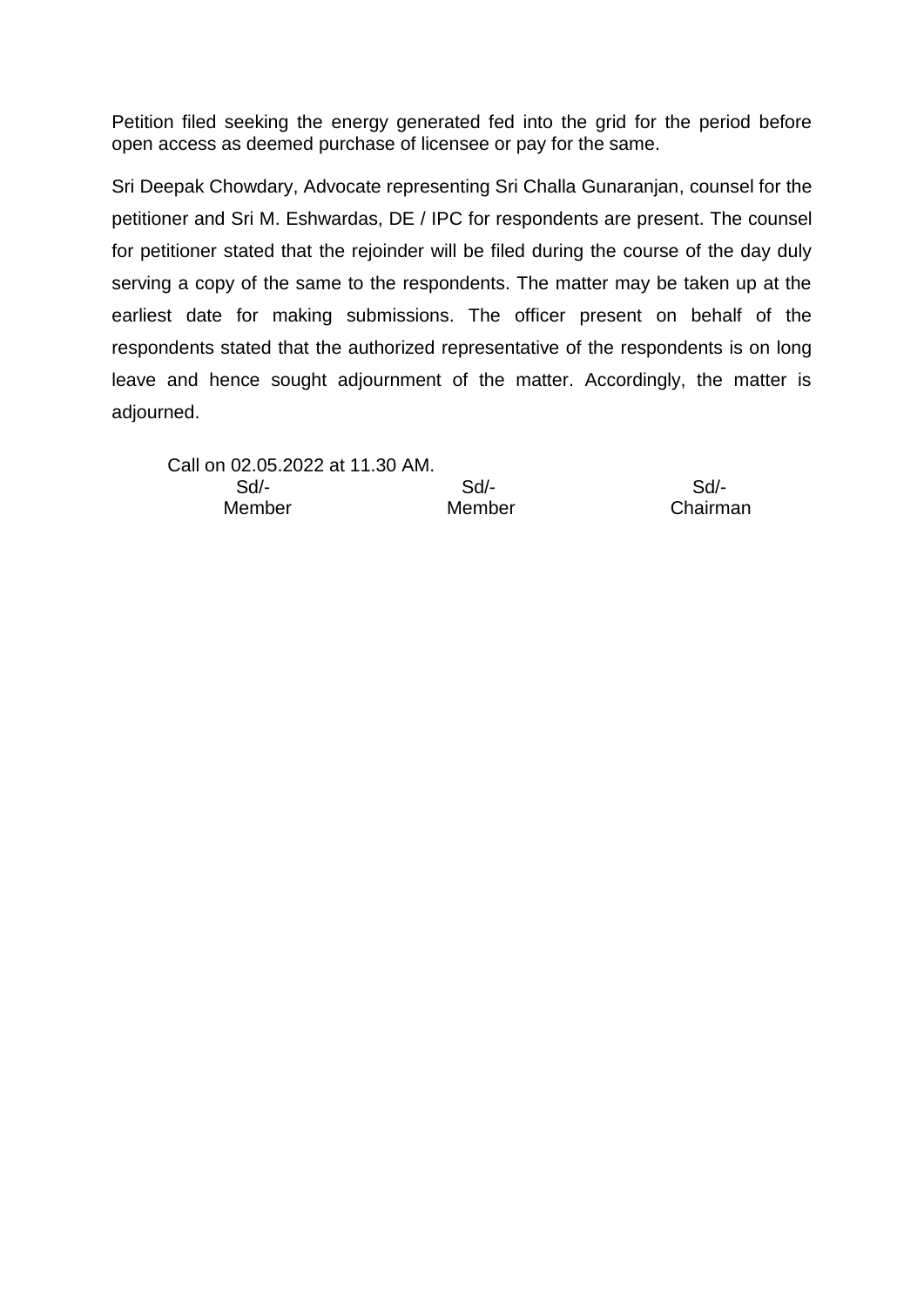Petition filed seeking the energy generated fed into the grid for the period before open access as deemed purchase of licensee or pay for the same.

Sri Deepak Chowdary, Advocate representing Sri Challa Gunaranjan, counsel for the petitioner and Sri M. Eshwardas, DE / IPC for respondents are present. The counsel for petitioner stated that the rejoinder will be filed during the course of the day duly serving a copy of the same to the respondents. The matter may be taken up at the earliest date for making submissions. The officer present on behalf of the respondents stated that the authorized representative of the respondents is on long leave and hence sought adjournment of the matter. Accordingly, the matter is adjourned.

Call on 02.05.2022 at 11.30 AM.

| Sd/- | Sd/- | Sd/- |
|---|---|---|
| Member | Member | Chairman |